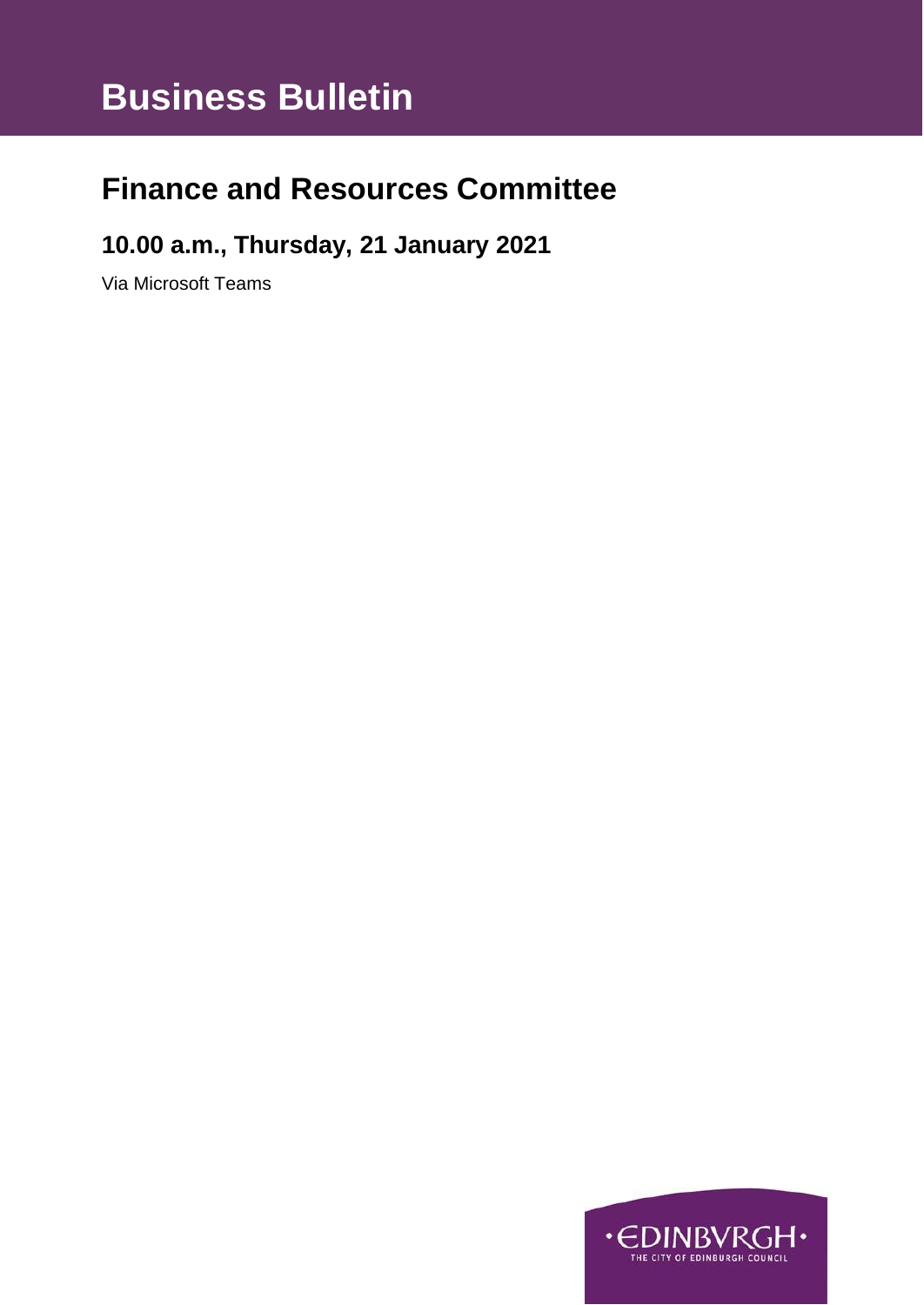# Business Bulletin

## Finance and Resources Committee

### 10.00 a.m., Thursday, 21 January 2021

Via Microsoft Teams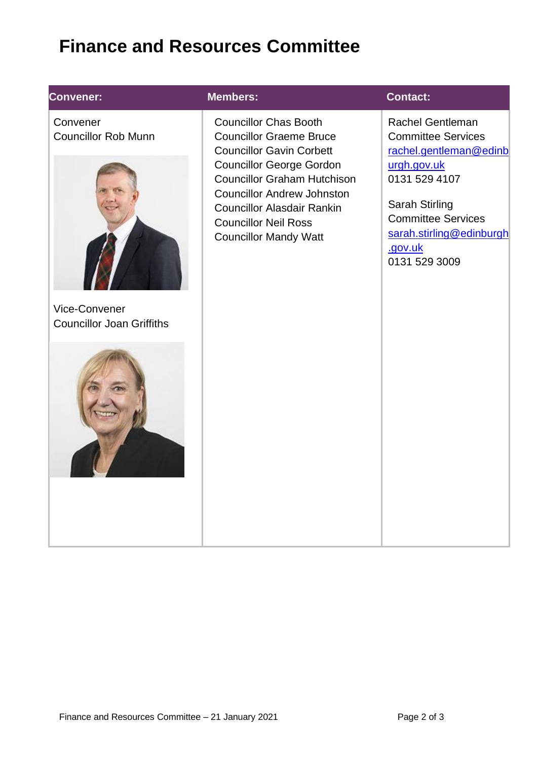# Finance and Resources Committee

| Convener: | Members: | Contact: |
|---|---|---|
| Convener<br>Councillor Rob Munn<br><br>Vice-Convener<br>Councillor Joan Griffiths | Councillor Chas Booth<br>Councillor Graeme Bruce<br>Councillor Gavin Corbett<br>Councillor George Gordon<br>Councillor Graham Hutchison<br>Councillor Andrew Johnston<br>Councillor Alasdair Rankin<br>Councillor Neil Ross<br>Councillor Mandy Watt | Rachel Gentleman<br>Committee Services<br>[rachel.gentleman@edinburgh.gov.uk](mailto:rachel.gentleman@edinburgh.gov.uk)<br>0131 529 4107<br><br>Sarah Stirling<br>Committee Services<br>[sarah.stirling@edinburgh.gov.uk](mailto:sarah.stirling@edinburgh.gov.uk)<br>0131 529 3009 |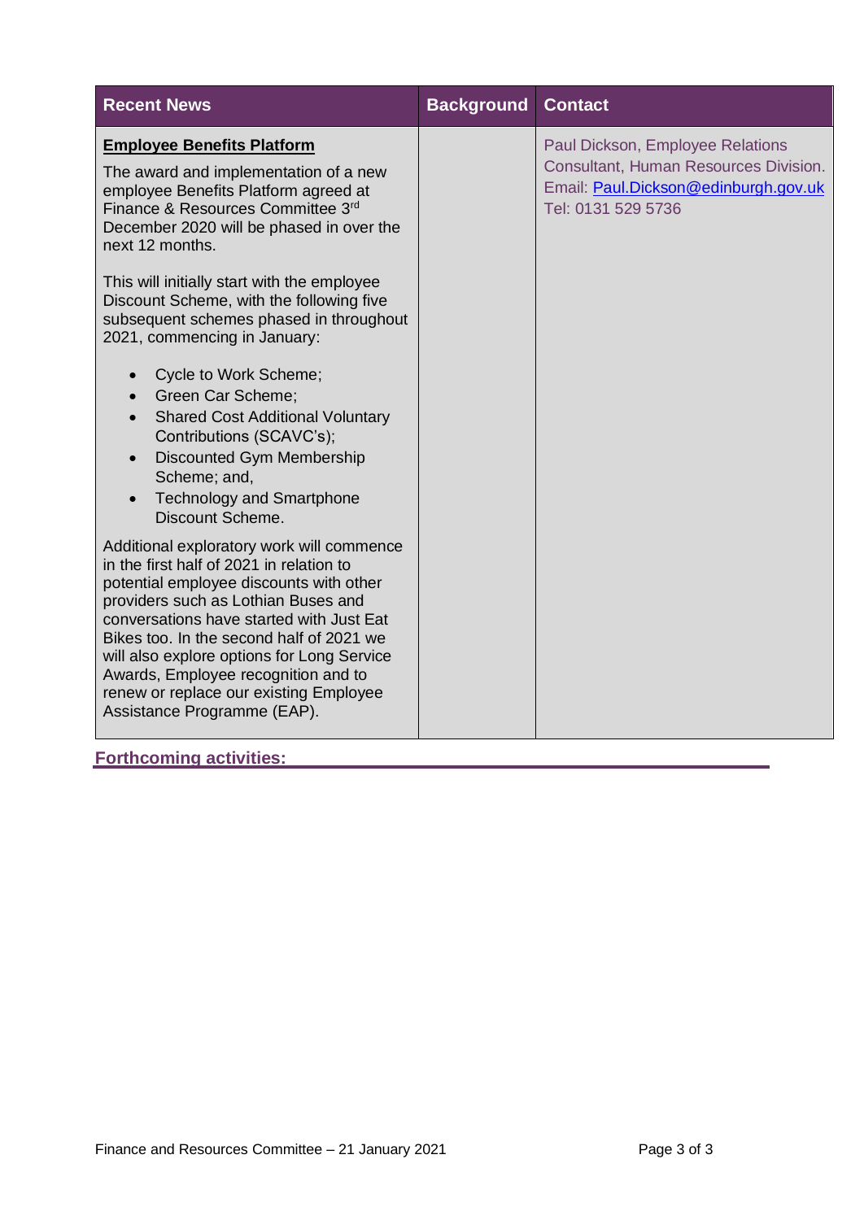| Recent News | Background | Contact |
|---|---|---|
| **Employee Benefits Platform**<br><br>The award and implementation of a new employee Benefits Platform agreed at Finance & Resources Committee 3rd December 2020 will be phased in over the next 12 months.<br><br>This will initially start with the employee Discount Scheme, with the following five subsequent schemes phased in throughout 2021, commencing in January:<br><br>• Cycle to Work Scheme;<br>• Green Car Scheme;<br>• Shared Cost Additional Voluntary Contributions (SCAVC's);<br>• Discounted Gym Membership Scheme; and,<br>• Technology and Smartphone Discount Scheme.<br><br>Additional exploratory work will commence in the first half of 2021 in relation to potential employee discounts with other providers such as Lothian Buses and conversations have started with Just Eat Bikes too. In the second half of 2021 we will also explore options for Long Service Awards, Employee recognition and to renew or replace our existing Employee Assistance Programme (EAP). | | Paul Dickson, Employee Relations Consultant, Human Resources Division.<br>Email: Paul.Dickson@edinburgh.gov.uk<br>Tel: 0131 529 5736 |

**Forthcoming activities:**